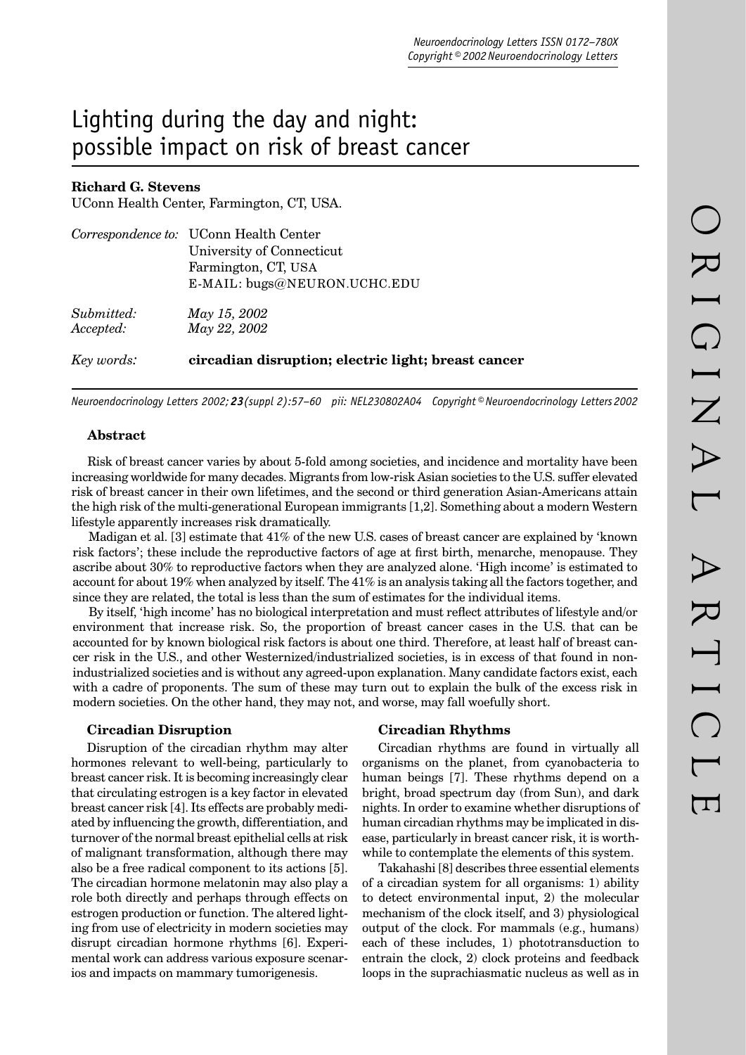# Lighting during the day and night: possible impact on risk of breast cancer

**Richard G. Stevens**

UConn Health Center, Farmington, CT, USA.

*Correspondence to:* UConn Health Center
University of Connecticut
Farmington, CT, USA
E-MAIL: bugs@NEURON.UCHC.EDU

*Submitted:* May 15, 2002
*Accepted:* May 22, 2002

*Key words:* **circadian disruption; electric light; breast cancer**

## Abstract

Risk of breast cancer varies by about 5-fold among societies, and incidence and mortality have been increasing worldwide for many decades. Migrants from low-risk Asian societies to the U.S. suffer elevated risk of breast cancer in their own lifetimes, and the second or third generation Asian-Americans attain the high risk of the multi-generational European immigrants [1,2]. Something about a modern Western lifestyle apparently increases risk dramatically.

Madigan et al. [3] estimate that 41% of the new U.S. cases of breast cancer are explained by 'known risk factors'; these include the reproductive factors of age at first birth, menarche, menopause. They ascribe about 30% to reproductive factors when they are analyzed alone. 'High income' is estimated to account for about 19% when analyzed by itself. The 41% is an analysis taking all the factors together, and since they are related, the total is less than the sum of estimates for the individual items.

By itself, 'high income' has no biological interpretation and must reflect attributes of lifestyle and/or environment that increase risk. So, the proportion of breast cancer cases in the U.S. that can be accounted for by known biological risk factors is about one third. Therefore, at least half of breast cancer risk in the U.S., and other Westernized/industrialized societies, is in excess of that found in non-industrialized societies and is without any agreed-upon explanation. Many candidate factors exist, each with a cadre of proponents. The sum of these may turn out to explain the bulk of the excess risk in modern societies. On the other hand, they may not, and worse, may fall woefully short.

### Circadian Disruption

Disruption of the circadian rhythm may alter hormones relevant to well-being, particularly to breast cancer risk. It is becoming increasingly clear that circulating estrogen is a key factor in elevated breast cancer risk [4]. Its effects are probably mediated by influencing the growth, differentiation, and turnover of the normal breast epithelial cells at risk of malignant transformation, although there may also be a free radical component to its actions [5]. The circadian hormone melatonin may also play a role both directly and perhaps through effects on estrogen production or function. The altered lighting from use of electricity in modern societies may disrupt circadian hormone rhythms [6]. Experimental work can address various exposure scenarios and impacts on mammary tumorigenesis.

### Circadian Rhythms

Circadian rhythms are found in virtually all organisms on the planet, from cyanobacteria to human beings [7]. These rhythms depend on a bright, broad spectrum day (from Sun), and dark nights. In order to examine whether disruptions of human circadian rhythms may be implicated in disease, particularly in breast cancer risk, it is worthwhile to contemplate the elements of this system.

Takahashi [8] describes three essential elements of a circadian system for all organisms: 1) ability to detect environmental input, 2) the molecular mechanism of the clock itself, and 3) physiological output of the clock. For mammals (e.g., humans) each of these includes, 1) phototransduction to entrain the clock, 2) clock proteins and feedback loops in the suprachiasmatic nucleus as well as in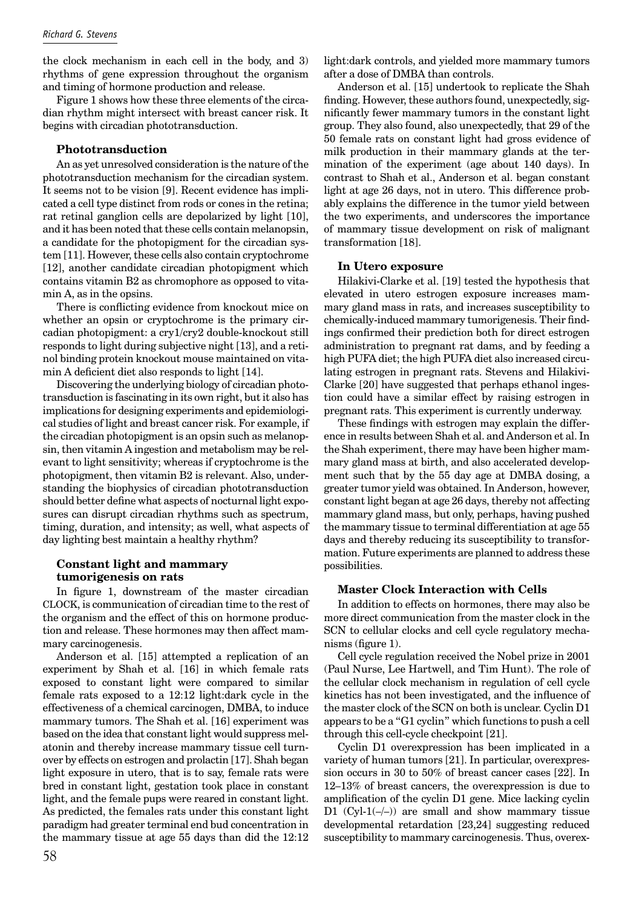the clock mechanism in each cell in the body, and 3) rhythms of gene expression throughout the organism and timing of hormone production and release.

Figure 1 shows how these three elements of the circadian rhythm might intersect with breast cancer risk. It begins with circadian phototransduction.

### Phototransduction

An as yet unresolved consideration is the nature of the phototransduction mechanism for the circadian system. It seems not to be vision [9]. Recent evidence has implicated a cell type distinct from rods or cones in the retina; rat retinal ganglion cells are depolarized by light [10], and it has been noted that these cells contain melanopsin, a candidate for the photopigment for the circadian system [11]. However, these cells also contain cryptochrome [12], another candidate circadian photopigment which contains vitamin B2 as chromophore as opposed to vitamin A, as in the opsins.

There is conflicting evidence from knockout mice on whether an opsin or cryptochrome is the primary circadian photopigment: a cry1/cry2 double-knockout still responds to light during subjective night [13], and a retinol binding protein knockout mouse maintained on vitamin A deficient diet also responds to light [14].

Discovering the underlying biology of circadian phototransduction is fascinating in its own right, but it also has implications for designing experiments and epidemiological studies of light and breast cancer risk. For example, if the circadian photopigment is an opsin such as melanopsin, then vitamin A ingestion and metabolism may be relevant to light sensitivity; whereas if cryptochrome is the photopigment, then vitamin B2 is relevant. Also, understanding the biophysics of circadian phototransduction should better define what aspects of nocturnal light exposures can disrupt circadian rhythms such as spectrum, timing, duration, and intensity; as well, what aspects of day lighting best maintain a healthy rhythm?

### Constant light and mammary tumorigenesis on rats

In figure 1, downstream of the master circadian CLOCK, is communication of circadian time to the rest of the organism and the effect of this on hormone production and release. These hormones may then affect mammary carcinogenesis.

Anderson et al. [15] attempted a replication of an experiment by Shah et al. [16] in which female rats exposed to constant light were compared to similar female rats exposed to a 12:12 light:dark cycle in the effectiveness of a chemical carcinogen, DMBA, to induce mammary tumors. The Shah et al. [16] experiment was based on the idea that constant light would suppress melatonin and thereby increase mammary tissue cell turnover by effects on estrogen and prolactin [17]. Shah began light exposure in utero, that is to say, female rats were bred in constant light, gestation took place in constant light, and the female pups were reared in constant light. As predicted, the females rats under this constant light paradigm had greater terminal end bud concentration in the mammary tissue at age 55 days than did the 12:12 light:dark controls, and yielded more mammary tumors after a dose of DMBA than controls.

Anderson et al. [15] undertook to replicate the Shah finding. However, these authors found, unexpectedly, significantly fewer mammary tumors in the constant light group. They also found, also unexpectedly, that 29 of the 50 female rats on constant light had gross evidence of milk production in their mammary glands at the termination of the experiment (age about 140 days). In contrast to Shah et al., Anderson et al. began constant light at age 26 days, not in utero. This difference probably explains the difference in the tumor yield between the two experiments, and underscores the importance of mammary tissue development on risk of malignant transformation [18].

### In Utero exposure

Hilakivi-Clarke et al. [19] tested the hypothesis that elevated in utero estrogen exposure increases mammary gland mass in rats, and increases susceptibility to chemically-induced mammary tumorigenesis. Their findings confirmed their prediction both for direct estrogen administration to pregnant rat dams, and by feeding a high PUFA diet; the high PUFA diet also increased circulating estrogen in pregnant rats. Stevens and Hilakivi-Clarke [20] have suggested that perhaps ethanol ingestion could have a similar effect by raising estrogen in pregnant rats. This experiment is currently underway.

These findings with estrogen may explain the difference in results between Shah et al. and Anderson et al. In the Shah experiment, there may have been higher mammary gland mass at birth, and also accelerated development such that by the 55 day age at DMBA dosing, a greater tumor yield was obtained. In Anderson, however, constant light began at age 26 days, thereby not affecting mammary gland mass, but only, perhaps, having pushed the mammary tissue to terminal differentiation at age 55 days and thereby reducing its susceptibility to transformation. Future experiments are planned to address these possibilities.

### Master Clock Interaction with Cells

In addition to effects on hormones, there may also be more direct communication from the master clock in the SCN to cellular clocks and cell cycle regulatory mechanisms (figure 1).

Cell cycle regulation received the Nobel prize in 2001 (Paul Nurse, Lee Hartwell, and Tim Hunt). The role of the cellular clock mechanism in regulation of cell cycle kinetics has not been investigated, and the influence of the master clock of the SCN on both is unclear. Cyclin D1 appears to be a "G1 cyclin" which functions to push a cell through this cell-cycle checkpoint [21].

Cyclin D1 overexpression has been implicated in a variety of human tumors [21]. In particular, overexpression occurs in 30 to 50% of breast cancer cases [22]. In 12–13% of breast cancers, the overexpression is due to amplification of the cyclin D1 gene. Mice lacking cyclin D1 (Cyl-1(–/–)) are small and show mammary tissue developmental retardation [23,24] suggesting reduced susceptibility to mammary carcinogenesis. Thus, overex-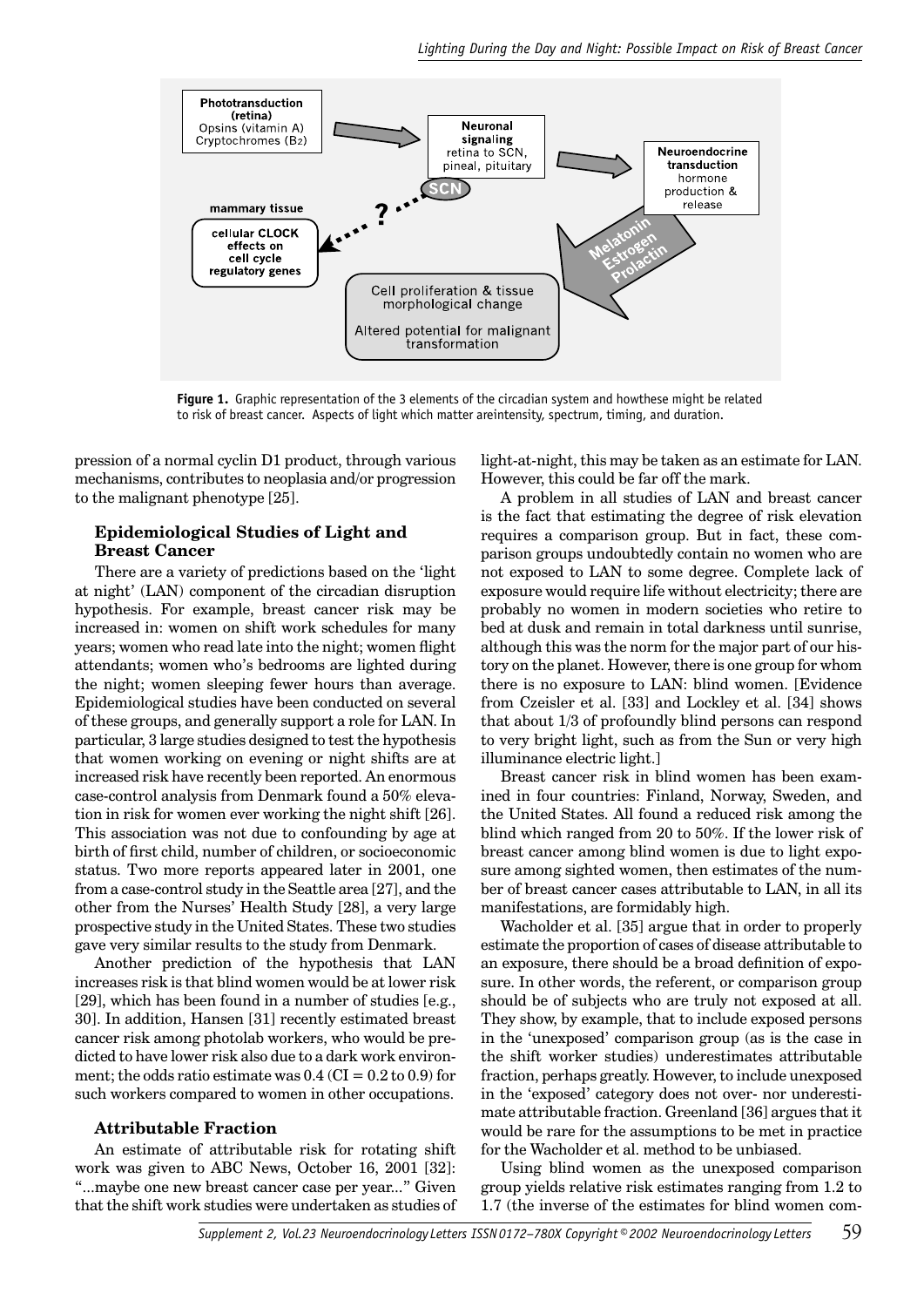**Figure 1.** Graphic representation of the 3 elements of the circadian system and howthese might be related to risk of breast cancer. Aspects of light which matter areintensity, spectrum, timing, and duration.

pression of a normal cyclin D1 product, through various mechanisms, contributes to neoplasia and/or progression to the malignant phenotype [25].

### Epidemiological Studies of Light and Breast Cancer

There are a variety of predictions based on the 'light at night' (LAN) component of the circadian disruption hypothesis. For example, breast cancer risk may be increased in: women on shift work schedules for many years; women who read late into the night; women flight attendants; women who's bedrooms are lighted during the night; women sleeping fewer hours than average. Epidemiological studies have been conducted on several of these groups, and generally support a role for LAN. In particular, 3 large studies designed to test the hypothesis that women working on evening or night shifts are at increased risk have recently been reported. An enormous case-control analysis from Denmark found a 50% elevation in risk for women ever working the night shift [26]. This association was not due to confounding by age at birth of first child, number of children, or socioeconomic status. Two more reports appeared later in 2001, one from a case-control study in the Seattle area [27], and the other from the Nurses' Health Study [28], a very large prospective study in the United States. These two studies gave very similar results to the study from Denmark.

Another prediction of the hypothesis that LAN increases risk is that blind women would be at lower risk [29], which has been found in a number of studies [e.g., 30]. In addition, Hansen [31] recently estimated breast cancer risk among photolab workers, who would be predicted to have lower risk also due to a dark work environment; the odds ratio estimate was 0.4 (CI = 0.2 to 0.9) for such workers compared to women in other occupations.

### Attributable Fraction

An estimate of attributable risk for rotating shift work was given to ABC News, October 16, 2001 [32]: "...maybe one new breast cancer case per year..." Given that the shift work studies were undertaken as studies of light-at-night, this may be taken as an estimate for LAN. However, this could be far off the mark.

A problem in all studies of LAN and breast cancer is the fact that estimating the degree of risk elevation requires a comparison group. But in fact, these comparison groups undoubtedly contain no women who are not exposed to LAN to some degree. Complete lack of exposure would require life without electricity; there are probably no women in modern societies who retire to bed at dusk and remain in total darkness until sunrise, although this was the norm for the major part of our history on the planet. However, there is one group for whom there is no exposure to LAN: blind women. [Evidence from Czeisler et al. [33] and Lockley et al. [34] shows that about 1/3 of profoundly blind persons can respond to very bright light, such as from the Sun or very high illuminance electric light.]

Breast cancer risk in blind women has been examined in four countries: Finland, Norway, Sweden, and the United States. All found a reduced risk among the blind which ranged from 20 to 50%. If the lower risk of breast cancer among blind women is due to light exposure among sighted women, then estimates of the number of breast cancer cases attributable to LAN, in all its manifestations, are formidably high.

Wacholder et al. [35] argue that in order to properly estimate the proportion of cases of disease attributable to an exposure, there should be a broad definition of exposure. In other words, the referent, or comparison group should be of subjects who are truly not exposed at all. They show, by example, that to include exposed persons in the 'unexposed' comparison group (as is the case in the shift worker studies) underestimates attributable fraction, perhaps greatly. However, to include unexposed in the 'exposed' category does not over- nor underestimate attributable fraction. Greenland [36] argues that it would be rare for the assumptions to be met in practice for the Wacholder et al. method to be unbiased.

Using blind women as the unexposed comparison group yields relative risk estimates ranging from 1.2 to 1.7 (the inverse of the estimates for blind women com-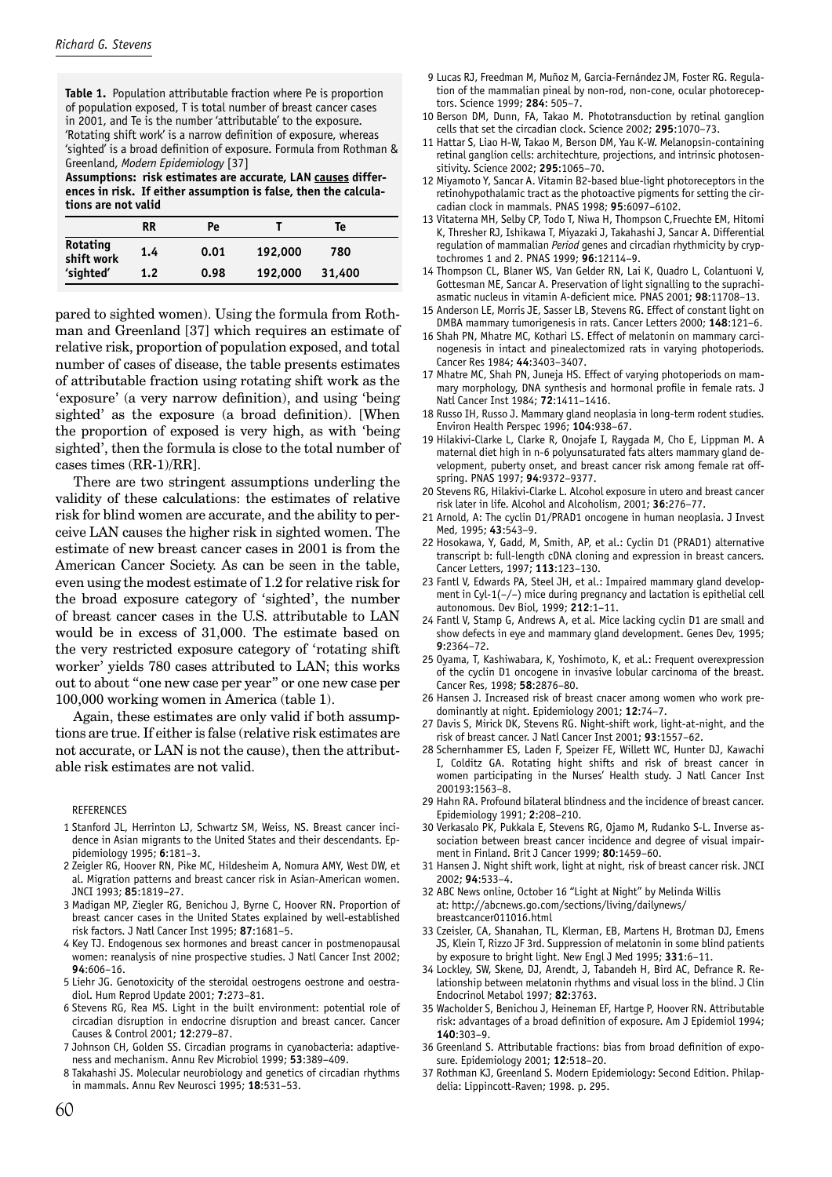**Table 1.** Population attributable fraction where Pe is proportion of population exposed, T is total number of breast cancer cases in 2001, and Te is the number 'attributable' to the exposure. 'Rotating shift work' is a narrow definition of exposure, whereas 'sighted' is a broad definition of exposure. Formula from Rothman & Greenland, *Modern Epidemiology* [37]

**Assumptions: risk estimates are accurate, LAN causes differences in risk. If either assumption is false, then the calculations are not valid**

| | RR | Pe | T | Te |
|---|---|---|---|---|
| **Rotating shift work** | **1.4** | **0.01** | **192,000** | **780** |
| **'sighted'** | **1.2** | **0.98** | **192,000** | **31,400** |

pared to sighted women). Using the formula from Rothman and Greenland [37] which requires an estimate of relative risk, proportion of population exposed, and total number of cases of disease, the table presents estimates of attributable fraction using rotating shift work as the 'exposure' (a very narrow definition), and using 'being sighted' as the exposure (a broad definition). [When the proportion of exposed is very high, as with 'being sighted', then the formula is close to the total number of cases times (RR-1)/RR].

There are two stringent assumptions underling the validity of these calculations: the estimates of relative risk for blind women are accurate, and the ability to perceive LAN causes the higher risk in sighted women. The estimate of new breast cancer cases in 2001 is from the American Cancer Society. As can be seen in the table, even using the modest estimate of 1.2 for relative risk for the broad exposure category of 'sighted', the number of breast cancer cases in the U.S. attributable to LAN would be in excess of 31,000. The estimate based on the very restricted exposure category of 'rotating shift worker' yields 780 cases attributed to LAN; this works out to about "one new case per year" or one new case per 100,000 working women in America (table 1).

Again, these estimates are only valid if both assumptions are true. If either is false (relative risk estimates are not accurate, or LAN is not the cause), then the attributable risk estimates are not valid.

REFERENCES

1. Stanford JL, Herrinton LJ, Schwartz SM, Weiss, NS. Breast cancer incidence in Asian migrants to the United States and their descendants. Epidemiology 1995; **6**:181–3.
2. Zeigler RG, Hoover RN, Pike MC, Hildesheim A, Nomura AMY, West DW, et al. Migration patterns and breast cancer risk in Asian-American women. JNCI 1993; **85**:1819–27.
3. Madigan MP, Ziegler RG, Benichou J, Byrne C, Hoover RN. Proportion of breast cancer cases in the United States explained by well-established risk factors. J Natl Cancer Inst 1995; **87**:1681–5.
4. Key TJ. Endogenous sex hormones and breast cancer in postmenopausal women: reanalysis of nine prospective studies. J Natl Cancer Inst 2002; **94**:606–16.
5. Liehr JG. Genotoxicity of the steroidal oestrogens oestrone and oestradiol. Hum Reprod Update 2001; **7**:273–81.
6. Stevens RG, Rea MS. Light in the built environment: potential role of circadian disruption in endocrine disruption and breast cancer. Cancer Causes & Control 2001; **12**:279–87.
7. Johnson CH, Golden SS. Circadian programs in cyanobacteria: adaptiveness and mechanism. Annu Rev Microbiol 1999; **53**:389–409.
8. Takahashi JS. Molecular neurobiology and genetics of circadian rhythms in mammals. Annu Rev Neurosci 1995; **18**:531–53.
9. Lucas RJ, Freedman M, Muñoz M, Garcia-Fernández JM, Foster RG. Regulation of the mammalian pineal by non-rod, non-cone, ocular photoreceptors. Science 1999; **284**: 505–7.
10. Berson DM, Dunn, FA, Takao M. Phototransduction by retinal ganglion cells that set the circadian clock. Science 2002; **295**:1070–73.
11. Hattar S, Liao H-W, Takao M, Berson DM, Yau K-W. Melanopsin-containing retinal ganglion cells: architechture, projections, and intrinsic photosensitivity. Science 2002; **295**:1065–70.
12. Miyamoto Y, Sancar A. Vitamin B2-based blue-light photoreceptors in the retinohypothalamic tract as the photoactive pigments for setting the circadian clock in mammals. PNAS 1998; **95**:6097–6102.
13. Vitaterna MH, Selby CP, Todo T, Niwa H, Thompson C,Fruechte EM, Hitomi K, Thresher RJ, Ishikawa T, Miyazaki J, Takahashi J, Sancar A. Differential regulation of mammalian *Period* genes and circadian rhythmicity by cryptochromes 1 and 2. PNAS 1999; **96**:12114–9.
14. Thompson CL, Blaner WS, Van Gelder RN, Lai K, Quadro L, Colantuoni V, Gottesman ME, Sancar A. Preservation of light signalling to the suprachiasmatic nucleus in vitamin A-deficient mice. PNAS 2001; **98**:11708–13.
15. Anderson LE, Morris JE, Sasser LB, Stevens RG. Effect of constant light on DMBA mammary tumorigenesis in rats. Cancer Letters 2000; **148**:121–6.
16. Shah PN, Mhatre MC, Kothari LS. Effect of melatonin on mammary carcinogenesis in intact and pinealectomized rats in varying photoperiods. Cancer Res 1984; **44**:3403–3407.
17. Mhatre MC, Shah PN, Juneja HS. Effect of varying photoperiods on mammary morphology, DNA synthesis and hormonal profile in female rats. J Natl Cancer Inst 1984; **72**:1411–1416.
18. Russo IH, Russo J. Mammary gland neoplasia in long-term rodent studies. Environ Health Perspec 1996; **104**:938–67.
19. Hilakivi-Clarke L, Clarke R, Onojafe I, Raygada M, Cho E, Lippman M. A maternal diet high in n-6 polyunsaturated fats alters mammary gland development, puberty onset, and breast cancer risk among female rat offspring. PNAS 1997; **94**:9372–9377.
20. Stevens RG, Hilakivi-Clarke L. Alcohol exposure in utero and breast cancer risk later in life. Alcohol and Alcoholism, 2001; **36**:276–77.
21. Arnold, A: The cyclin D1/PRAD1 oncogene in human neoplasia. J Invest Med, 1995; **43**:543–9.
22. Hosokawa, Y, Gadd, M, Smith, AP, et al.: Cyclin D1 (PRAD1) alternative transcript b: full-length cDNA cloning and expression in breast cancers. Cancer Letters, 1997; **113**:123–130.
23. Fantl V, Edwards PA, Steel JH, et al.: Impaired mammary gland development in Cyl-1(–/–) mice during pregnancy and lactation is epithelial cell autonomous. Dev Biol, 1999; **212**:1–11.
24. Fantl V, Stamp G, Andrews A, et al. Mice lacking cyclin D1 are small and show defects in eye and mammary gland development. Genes Dev, 1995; **9**:2364–72.
25. Oyama, T, Kashiwabara, K, Yoshimoto, K, et al.: Frequent overexpression of the cyclin D1 oncogene in invasive lobular carcinoma of the breast. Cancer Res, 1998; **58**:2876–80.
26. Hansen J. Increased risk of breast cnacer among women who work predominantly at night. Epidemiology 2001; **12**:74–7.
27. Davis S, Mirick DK, Stevens RG. Night-shift work, light-at-night, and the risk of breast cancer. J Natl Cancer Inst 2001; **93**:1557–62.
28. Schernhammer ES, Laden F, Speizer FE, Willett WC, Hunter DJ, Kawachi I, Colditz GA. Rotating hight shifts and risk of breast cancer in women participating in the Nurses' Health study. J Natl Cancer Inst 200193:1563–8.
29. Hahn RA. Profound bilateral blindness and the incidence of breast cancer. Epidemiology 1991; **2**:208–210.
30. Verkasalo PK, Pukkala E, Stevens RG, Ojamo M, Rudanko S-L. Inverse association between breast cancer incidence and degree of visual impairment in Finland. Brit J Cancer 1999; **80**:1459–60.
31. Hansen J. Night shift work, light at night, risk of breast cancer risk. JNCI 2002; **94**:533–4.
32. ABC News online, October 16 "Light at Night" by Melinda Willis at: http://abcnews.go.com/sections/living/dailynews/breastcancer011016.html
33. Czeisler, CA, Shanahan, TL, Klerman, EB, Martens H, Brotman DJ, Emens JS, Klein T, Rizzo JF 3rd. Suppression of melatonin in some blind patients by exposure to bright light. New Engl J Med 1995; **331**:6–11.
34. Lockley, SW, Skene, DJ, Arendt, J, Tabandeh H, Bird AC, Defrance R. Relationship between melatonin rhythms and visual loss in the blind. J Clin Endocrinol Metabol 1997; **82**:3763.
35. Wacholder S, Benichou J, Heineman EF, Hartge P, Hoover RN. Attributable risk: advantages of a broad definition of exposure. Am J Epidemiol 1994; **140**:303–9.
36. Greenland S. Attributable fractions: bias from broad definition of exposure. Epidemiology 2001; **12**:518–20.
37. Rothman KJ, Greenland S. Modern Epidemiology: Second Edition. Philapdelia: Lippincott-Raven; 1998. p. 295.